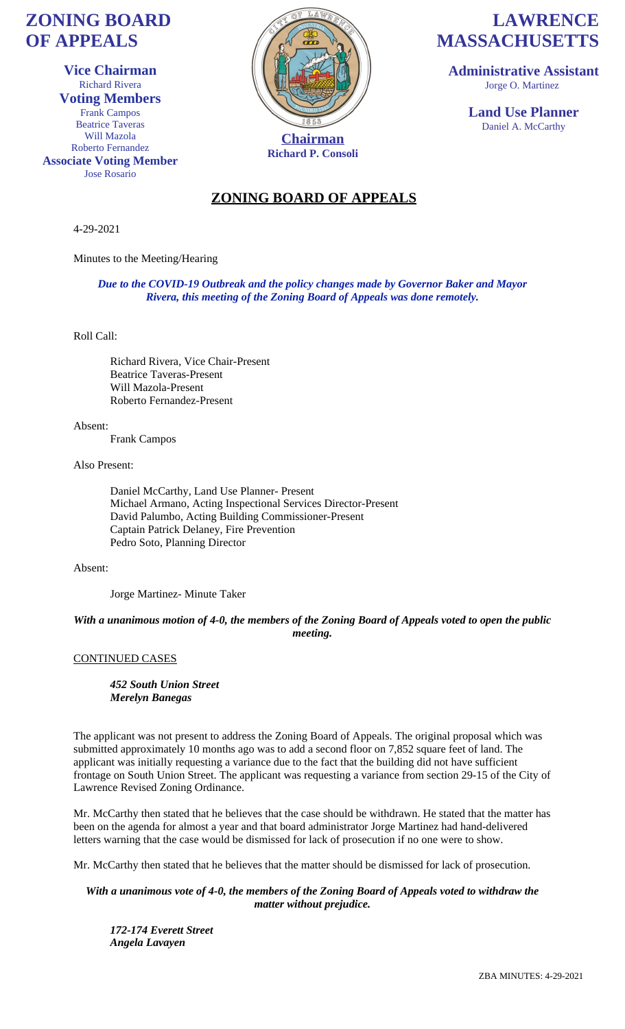# ZONING BOARD OF APPEALS

# LAWRENCE MASSACHUSETTS

**Vice Chairman**
Richard Rivera

**Voting Members**
Frank Campos
Beatrice Taveras
Will Mazola
Roberto Fernandez

**Associate Voting Member**
Jose Rosario

**Chairman**
**Richard P. Consoli**

**Administrative Assistant**
Jorge O. Martinez

**Land Use Planner**
Daniel A. McCarthy

## ZONING BOARD OF APPEALS

4-29-2021

Minutes to the Meeting/Hearing

***Due to the COVID-19 Outbreak and the policy changes made by Governor Baker and Mayor Rivera, this meeting of the Zoning Board of Appeals was done remotely.***

Roll Call:

Richard Rivera, Vice Chair-Present
Beatrice Taveras-Present
Will Mazola-Present
Roberto Fernandez-Present

Absent:

Frank Campos

Also Present:

Daniel McCarthy, Land Use Planner- Present
Michael Armano, Acting Inspectional Services Director-Present
David Palumbo, Acting Building Commissioner-Present
Captain Patrick Delaney, Fire Prevention
Pedro Soto, Planning Director

Absent:

Jorge Martinez- Minute Taker

***With a unanimous motion of 4-0, the members of the Zoning Board of Appeals voted to open the public meeting.***

CONTINUED CASES

***452 South Union Street***
***Merelyn Banegas***

The applicant was not present to address the Zoning Board of Appeals. The original proposal which was submitted approximately 10 months ago was to add a second floor on 7,852 square feet of land. The applicant was initially requesting a variance due to the fact that the building did not have sufficient frontage on South Union Street. The applicant was requesting a variance from section 29-15 of the City of Lawrence Revised Zoning Ordinance.

Mr. McCarthy then stated that he believes that the case should be withdrawn. He stated that the matter has been on the agenda for almost a year and that board administrator Jorge Martinez had hand-delivered letters warning that the case would be dismissed for lack of prosecution if no one were to show.

Mr. McCarthy then stated that he believes that the matter should be dismissed for lack of prosecution.

***With a unanimous vote of 4-0, the members of the Zoning Board of Appeals voted to withdraw the matter without prejudice.***

***172-174 Everett Street***
***Angela Lavayen***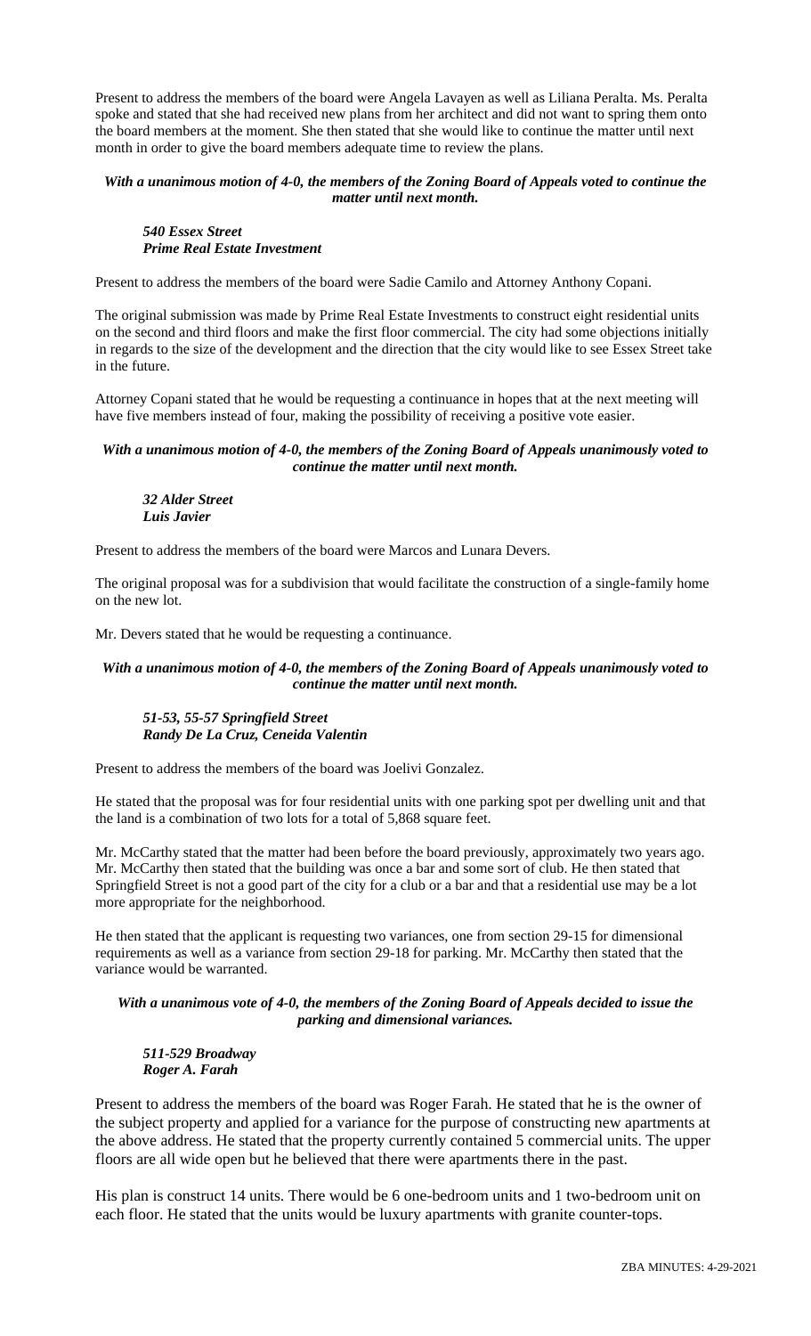Present to address the members of the board were Angela Lavayen as well as Liliana Peralta. Ms. Peralta spoke and stated that she had received new plans from her architect and did not want to spring them onto the board members at the moment. She then stated that she would like to continue the matter until next month in order to give the board members adequate time to review the plans.

***With a unanimous motion of 4-0, the members of the Zoning Board of Appeals voted to continue the matter until next month.***

***540 Essex Street***
***Prime Real Estate Investment***

Present to address the members of the board were Sadie Camilo and Attorney Anthony Copani.

The original submission was made by Prime Real Estate Investments to construct eight residential units on the second and third floors and make the first floor commercial. The city had some objections initially in regards to the size of the development and the direction that the city would like to see Essex Street take in the future.

Attorney Copani stated that he would be requesting a continuance in hopes that at the next meeting will have five members instead of four, making the possibility of receiving a positive vote easier.

***With a unanimous motion of 4-0, the members of the Zoning Board of Appeals unanimously voted to continue the matter until next month.***

***32 Alder Street***
***Luis Javier***

Present to address the members of the board were Marcos and Lunara Devers.

The original proposal was for a subdivision that would facilitate the construction of a single-family home on the new lot.

Mr. Devers stated that he would be requesting a continuance.

***With a unanimous motion of 4-0, the members of the Zoning Board of Appeals unanimously voted to continue the matter until next month.***

***51-53, 55-57 Springfield Street***
***Randy De La Cruz, Ceneida Valentin***

Present to address the members of the board was Joelivi Gonzalez.

He stated that the proposal was for four residential units with one parking spot per dwelling unit and that the land is a combination of two lots for a total of 5,868 square feet.

Mr. McCarthy stated that the matter had been before the board previously, approximately two years ago. Mr. McCarthy then stated that the building was once a bar and some sort of club. He then stated that Springfield Street is not a good part of the city for a club or a bar and that a residential use may be a lot more appropriate for the neighborhood.

He then stated that the applicant is requesting two variances, one from section 29-15 for dimensional requirements as well as a variance from section 29-18 for parking. Mr. McCarthy then stated that the variance would be warranted.

***With a unanimous vote of 4-0, the members of the Zoning Board of Appeals decided to issue the parking and dimensional variances.***

***511-529 Broadway***
***Roger A. Farah***

Present to address the members of the board was Roger Farah. He stated that he is the owner of the subject property and applied for a variance for the purpose of constructing new apartments at the above address. He stated that the property currently contained 5 commercial units. The upper floors are all wide open but he believed that there were apartments there in the past.

His plan is construct 14 units. There would be 6 one-bedroom units and 1 two-bedroom unit on each floor. He stated that the units would be luxury apartments with granite counter-tops.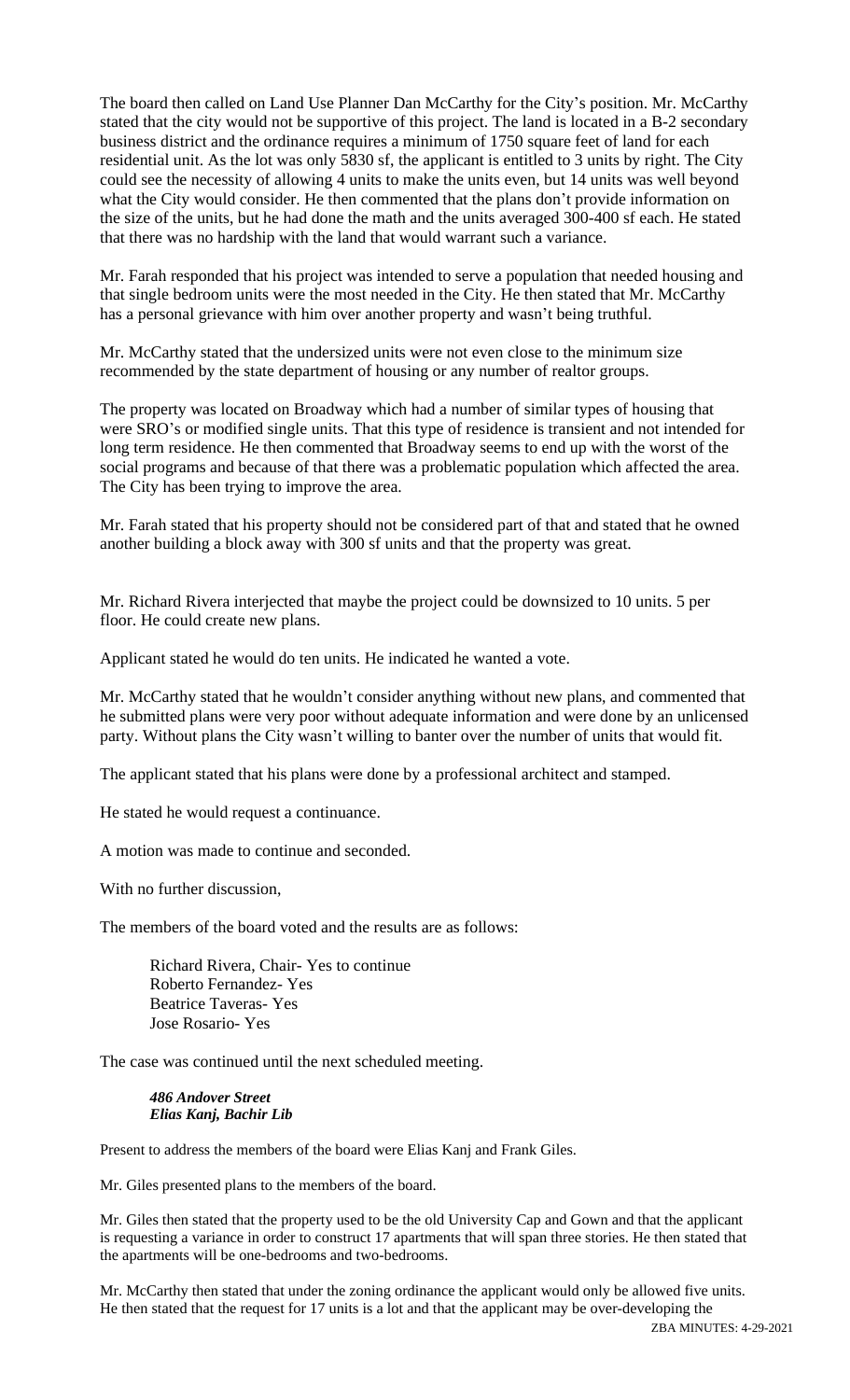The board then called on Land Use Planner Dan McCarthy for the City's position. Mr. McCarthy stated that the city would not be supportive of this project. The land is located in a B-2 secondary business district and the ordinance requires a minimum of 1750 square feet of land for each residential unit. As the lot was only 5830 sf, the applicant is entitled to 3 units by right. The City could see the necessity of allowing 4 units to make the units even, but 14 units was well beyond what the City would consider. He then commented that the plans don't provide information on the size of the units, but he had done the math and the units averaged 300-400 sf each. He stated that there was no hardship with the land that would warrant such a variance.

Mr. Farah responded that his project was intended to serve a population that needed housing and that single bedroom units were the most needed in the City. He then stated that Mr. McCarthy has a personal grievance with him over another property and wasn't being truthful.

Mr. McCarthy stated that the undersized units were not even close to the minimum size recommended by the state department of housing or any number of realtor groups.

The property was located on Broadway which had a number of similar types of housing that were SRO's or modified single units. That this type of residence is transient and not intended for long term residence. He then commented that Broadway seems to end up with the worst of the social programs and because of that there was a problematic population which affected the area. The City has been trying to improve the area.

Mr. Farah stated that his property should not be considered part of that and stated that he owned another building a block away with 300 sf units and that the property was great.

Mr. Richard Rivera interjected that maybe the project could be downsized to 10 units. 5 per floor. He could create new plans.

Applicant stated he would do ten units. He indicated he wanted a vote.

Mr. McCarthy stated that he wouldn't consider anything without new plans, and commented that he submitted plans were very poor without adequate information and were done by an unlicensed party. Without plans the City wasn't willing to banter over the number of units that would fit.

The applicant stated that his plans were done by a professional architect and stamped.

He stated he would request a continuance.

A motion was made to continue and seconded.

With no further discussion,

The members of the board voted and the results are as follows:

Richard Rivera, Chair- Yes to continue
Roberto Fernandez- Yes
Beatrice Taveras- Yes
Jose Rosario- Yes

The case was continued until the next scheduled meeting.

***486 Andover Street***
***Elias Kanj, Bachir Lib***

Present to address the members of the board were Elias Kanj and Frank Giles.

Mr. Giles presented plans to the members of the board.

Mr. Giles then stated that the property used to be the old University Cap and Gown and that the applicant is requesting a variance in order to construct 17 apartments that will span three stories. He then stated that the apartments will be one-bedrooms and two-bedrooms.

Mr. McCarthy then stated that under the zoning ordinance the applicant would only be allowed five units. He then stated that the request for 17 units is a lot and that the applicant may be over-developing the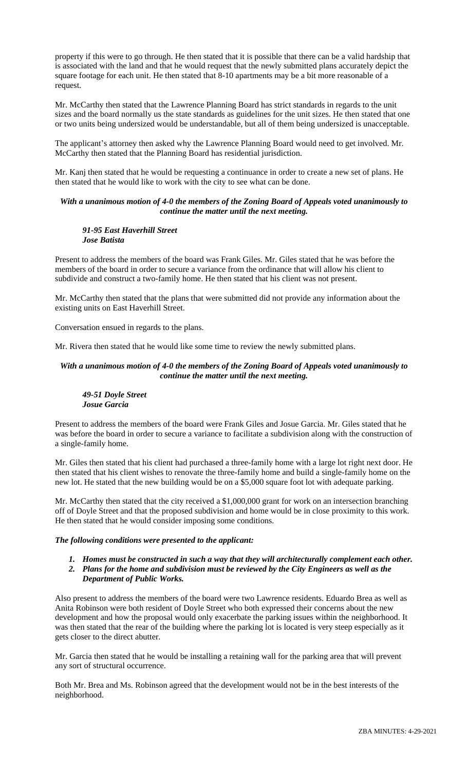property if this were to go through. He then stated that it is possible that there can be a valid hardship that is associated with the land and that he would request that the newly submitted plans accurately depict the square footage for each unit. He then stated that 8-10 apartments may be a bit more reasonable of a request.

Mr. McCarthy then stated that the Lawrence Planning Board has strict standards in regards to the unit sizes and the board normally us the state standards as guidelines for the unit sizes. He then stated that one or two units being undersized would be understandable, but all of them being undersized is unacceptable.

The applicant's attorney then asked why the Lawrence Planning Board would need to get involved. Mr. McCarthy then stated that the Planning Board has residential jurisdiction.

Mr. Kanj then stated that he would be requesting a continuance in order to create a new set of plans. He then stated that he would like to work with the city to see what can be done.

***With a unanimous motion of 4-0 the members of the Zoning Board of Appeals voted unanimously to continue the matter until the next meeting.***

***91-95 East Haverhill Street***
***Jose Batista***

Present to address the members of the board was Frank Giles. Mr. Giles stated that he was before the members of the board in order to secure a variance from the ordinance that will allow his client to subdivide and construct a two-family home. He then stated that his client was not present.

Mr. McCarthy then stated that the plans that were submitted did not provide any information about the existing units on East Haverhill Street.

Conversation ensued in regards to the plans.

Mr. Rivera then stated that he would like some time to review the newly submitted plans.

***With a unanimous motion of 4-0 the members of the Zoning Board of Appeals voted unanimously to continue the matter until the next meeting.***

***49-51 Doyle Street***
***Josue Garcia***

Present to address the members of the board were Frank Giles and Josue Garcia. Mr. Giles stated that he was before the board in order to secure a variance to facilitate a subdivision along with the construction of a single-family home.

Mr. Giles then stated that his client had purchased a three-family home with a large lot right next door. He then stated that his client wishes to renovate the three-family home and build a single-family home on the new lot. He stated that the new building would be on a $5,000 square foot lot with adequate parking.

Mr. McCarthy then stated that the city received a $1,000,000 grant for work on an intersection branching off of Doyle Street and that the proposed subdivision and home would be in close proximity to this work. He then stated that he would consider imposing some conditions.

***The following conditions were presented to the applicant:***

1. ***Homes must be constructed in such a way that they will architecturally complement each other.***
2. ***Plans for the home and subdivision must be reviewed by the City Engineers as well as the Department of Public Works.***

Also present to address the members of the board were two Lawrence residents. Eduardo Brea as well as Anita Robinson were both resident of Doyle Street who both expressed their concerns about the new development and how the proposal would only exacerbate the parking issues within the neighborhood. It was then stated that the rear of the building where the parking lot is located is very steep especially as it gets closer to the direct abutter.

Mr. Garcia then stated that he would be installing a retaining wall for the parking area that will prevent any sort of structural occurrence.

Both Mr. Brea and Ms. Robinson agreed that the development would not be in the best interests of the neighborhood.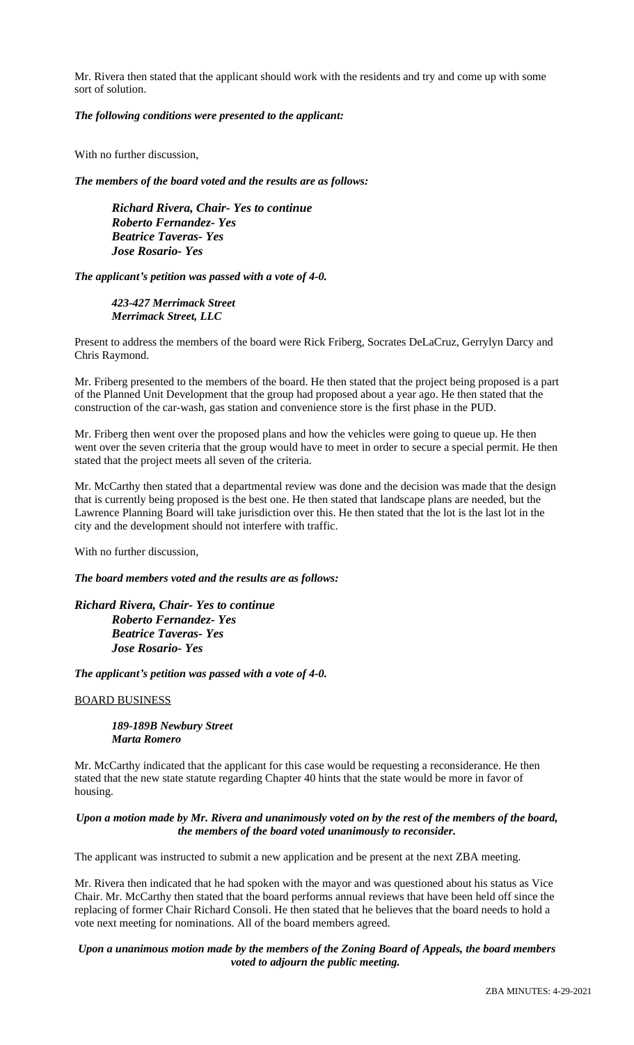Mr. Rivera then stated that the applicant should work with the residents and try and come up with some sort of solution.

***The following conditions were presented to the applicant:***

With no further discussion,

***The members of the board voted and the results are as follows:***

***Richard Rivera, Chair- Yes to continue***
***Roberto Fernandez- Yes***
***Beatrice Taveras- Yes***
***Jose Rosario- Yes***

***The applicant's petition was passed with a vote of 4-0.***

***423-427 Merrimack Street***
***Merrimack Street, LLC***

Present to address the members of the board were Rick Friberg, Socrates DeLaCruz, Gerrylyn Darcy and Chris Raymond.

Mr. Friberg presented to the members of the board. He then stated that the project being proposed is a part of the Planned Unit Development that the group had proposed about a year ago. He then stated that the construction of the car-wash, gas station and convenience store is the first phase in the PUD.

Mr. Friberg then went over the proposed plans and how the vehicles were going to queue up. He then went over the seven criteria that the group would have to meet in order to secure a special permit. He then stated that the project meets all seven of the criteria.

Mr. McCarthy then stated that a departmental review was done and the decision was made that the design that is currently being proposed is the best one. He then stated that landscape plans are needed, but the Lawrence Planning Board will take jurisdiction over this. He then stated that the lot is the last lot in the city and the development should not interfere with traffic.

With no further discussion,

***The board members voted and the results are as follows:***

***Richard Rivera, Chair- Yes to continue***
***Roberto Fernandez- Yes***
***Beatrice Taveras- Yes***
***Jose Rosario- Yes***

***The applicant's petition was passed with a vote of 4-0.***

BOARD BUSINESS

***189-189B Newbury Street***
***Marta Romero***

Mr. McCarthy indicated that the applicant for this case would be requesting a reconsiderance. He then stated that the new state statute regarding Chapter 40 hints that the state would be more in favor of housing.

***Upon a motion made by Mr. Rivera and unanimously voted on by the rest of the members of the board, the members of the board voted unanimously to reconsider.***

The applicant was instructed to submit a new application and be present at the next ZBA meeting.

Mr. Rivera then indicated that he had spoken with the mayor and was questioned about his status as Vice Chair. Mr. McCarthy then stated that the board performs annual reviews that have been held off since the replacing of former Chair Richard Consoli. He then stated that he believes that the board needs to hold a vote next meeting for nominations. All of the board members agreed.

***Upon a unanimous motion made by the members of the Zoning Board of Appeals, the board members voted to adjourn the public meeting.***